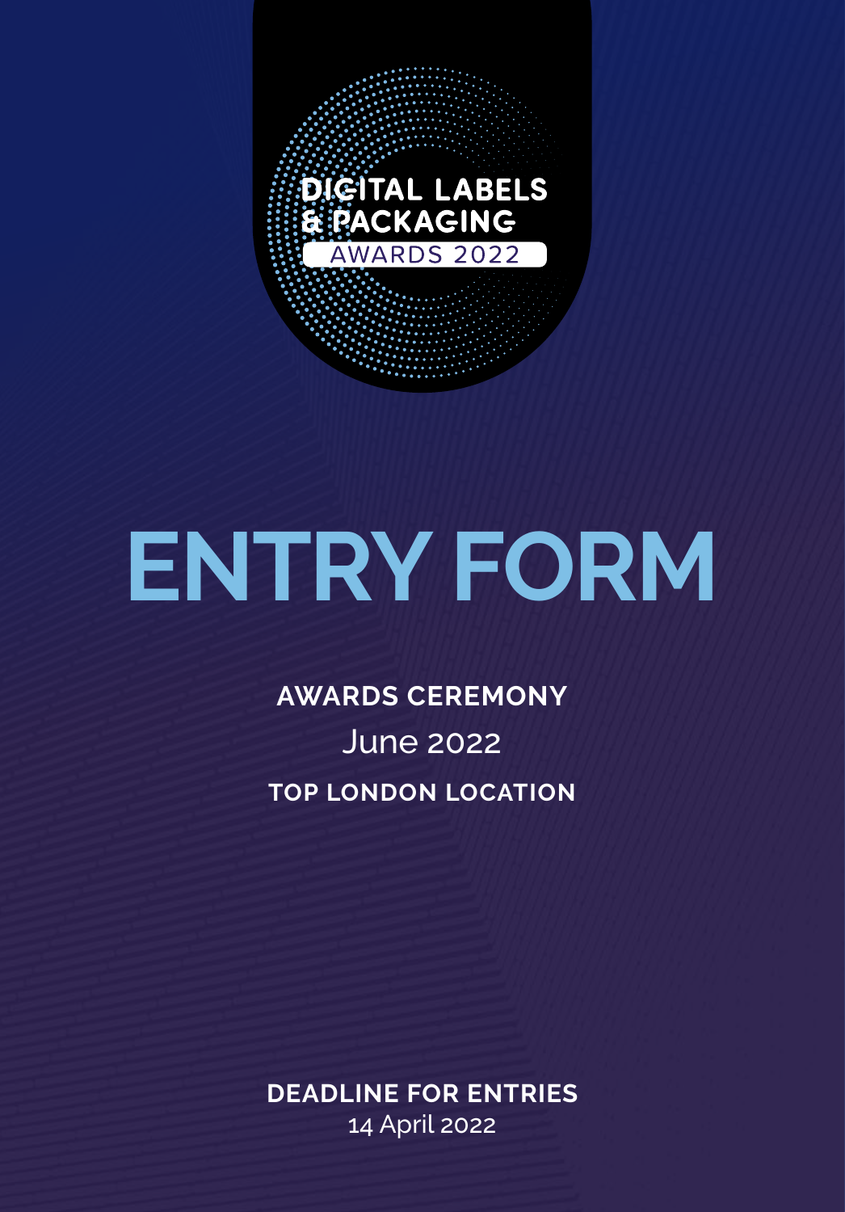DIGITAL LABELS & PACKAGING

AWARDS 2022

# ENTRY FORM

**AWARDS CEREMONY**

June 2022

**TOP LONDON LOCATION**

**DEADLINE FOR ENTRIES**

14 April 2022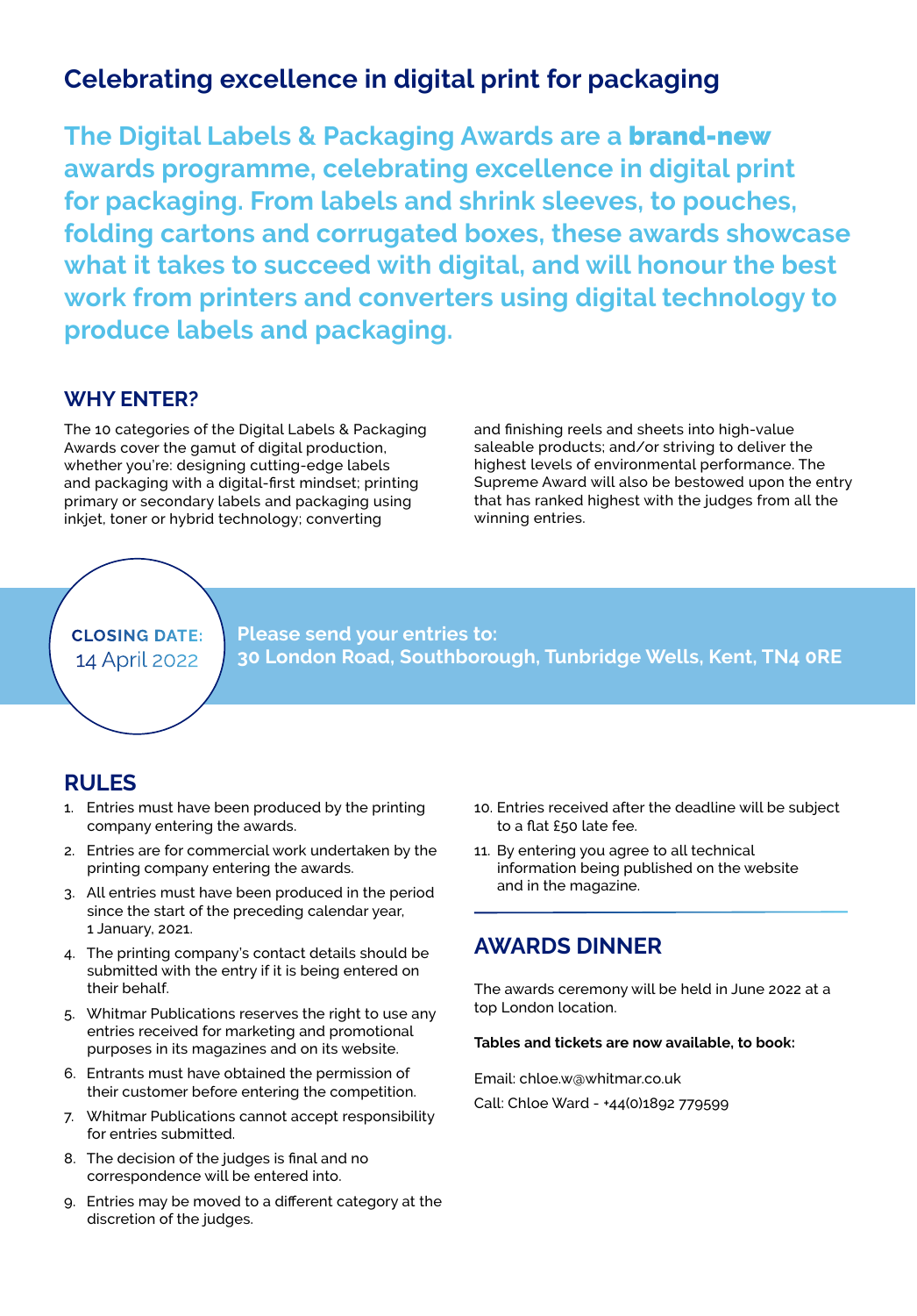## Celebrating excellence in digital print for packaging

**The Digital Labels & Packaging Awards are a brand-new awards programme, celebrating excellence in digital print for packaging. From labels and shrink sleeves, to pouches, folding cartons and corrugated boxes, these awards showcase what it takes to succeed with digital, and will honour the best work from printers and converters using digital technology to produce labels and packaging.**

### WHY ENTER?

The 10 categories of the Digital Labels & Packaging Awards cover the gamut of digital production, whether you're: designing cutting-edge labels and packaging with a digital-first mindset; printing primary or secondary labels and packaging using inkjet, toner or hybrid technology; converting and finishing reels and sheets into high-value saleable products; and/or striving to deliver the highest levels of environmental performance. The Supreme Award will also be bestowed upon the entry that has ranked highest with the judges from all the winning entries.

**CLOSING DATE:**
14 April 2022

**Please send your entries to:**
**30 London Road, Southborough, Tunbridge Wells, Kent, TN4 0RE**

### RULES

1. Entries must have been produced by the printing company entering the awards.
2. Entries are for commercial work undertaken by the printing company entering the awards.
3. All entries must have been produced in the period since the start of the preceding calendar year, 1 January, 2021.
4. The printing company's contact details should be submitted with the entry if it is being entered on their behalf.
5. Whitmar Publications reserves the right to use any entries received for marketing and promotional purposes in its magazines and on its website.
6. Entrants must have obtained the permission of their customer before entering the competition.
7. Whitmar Publications cannot accept responsibility for entries submitted.
8. The decision of the judges is final and no correspondence will be entered into.
9. Entries may be moved to a different category at the discretion of the judges.
10. Entries received after the deadline will be subject to a flat £50 late fee.
11. By entering you agree to all technical information being published on the website and in the magazine.

### AWARDS DINNER

The awards ceremony will be held in June 2022 at a top London location.

**Tables and tickets are now available, to book:**

Email: chloe.w@whitmar.co.uk

Call: Chloe Ward - +44(0)1892 779599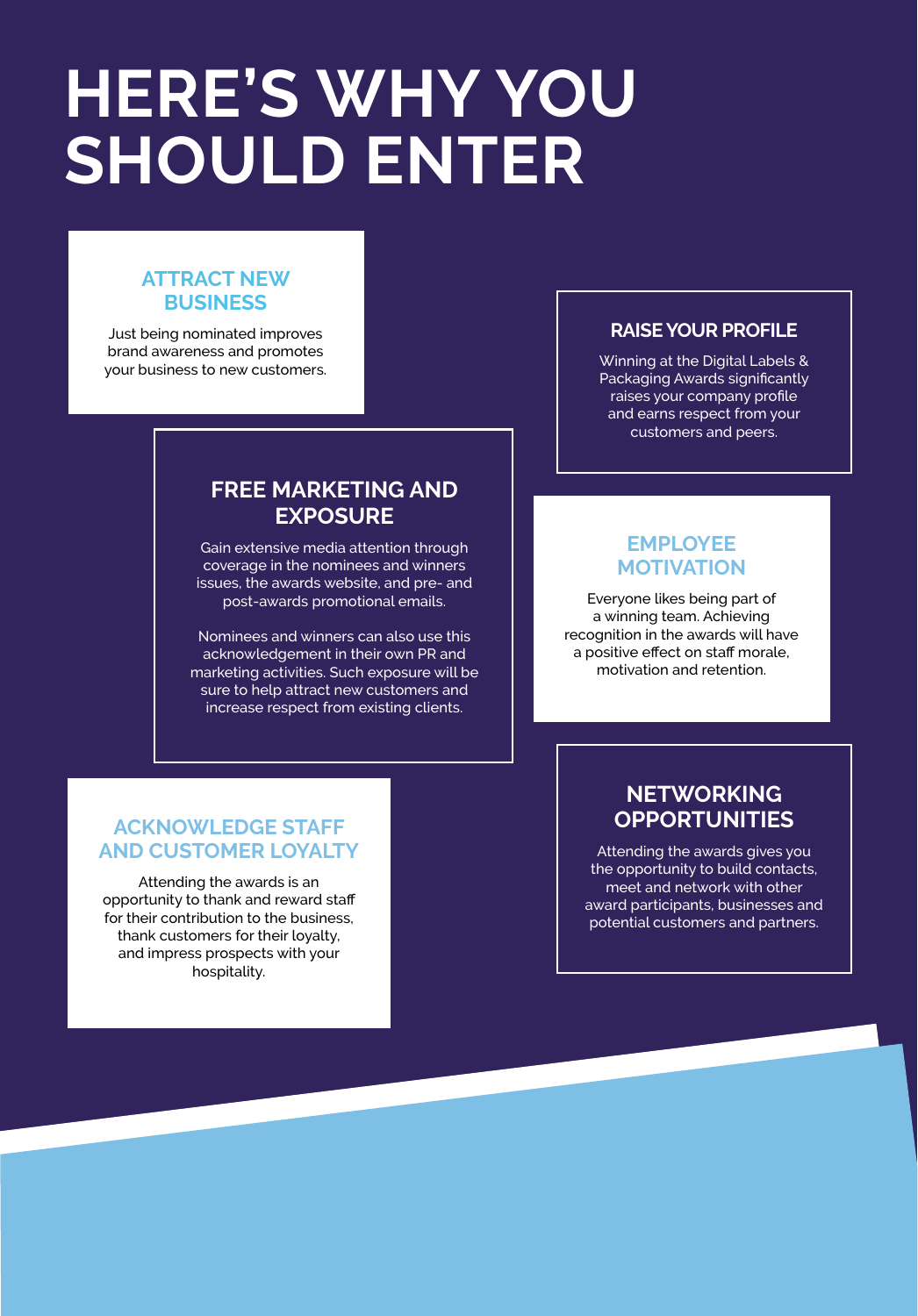# HERE'S WHY YOU SHOULD ENTER

### ATTRACT NEW BUSINESS

Just being nominated improves brand awareness and promotes your business to new customers.

### RAISE YOUR PROFILE

Winning at the Digital Labels & Packaging Awards significantly raises your company profile and earns respect from your customers and peers.

### FREE MARKETING AND EXPOSURE

Gain extensive media attention through coverage in the nominees and winners issues, the awards website, and pre- and post-awards promotional emails.

Nominees and winners can also use this acknowledgement in their own PR and marketing activities. Such exposure will be sure to help attract new customers and increase respect from existing clients.

### EMPLOYEE MOTIVATION

Everyone likes being part of a winning team. Achieving recognition in the awards will have a positive effect on staff morale, motivation and retention.

### ACKNOWLEDGE STAFF AND CUSTOMER LOYALTY

Attending the awards is an opportunity to thank and reward staff for their contribution to the business, thank customers for their loyalty, and impress prospects with your hospitality.

### NETWORKING OPPORTUNITIES

Attending the awards gives you the opportunity to build contacts, meet and network with other award participants, businesses and potential customers and partners.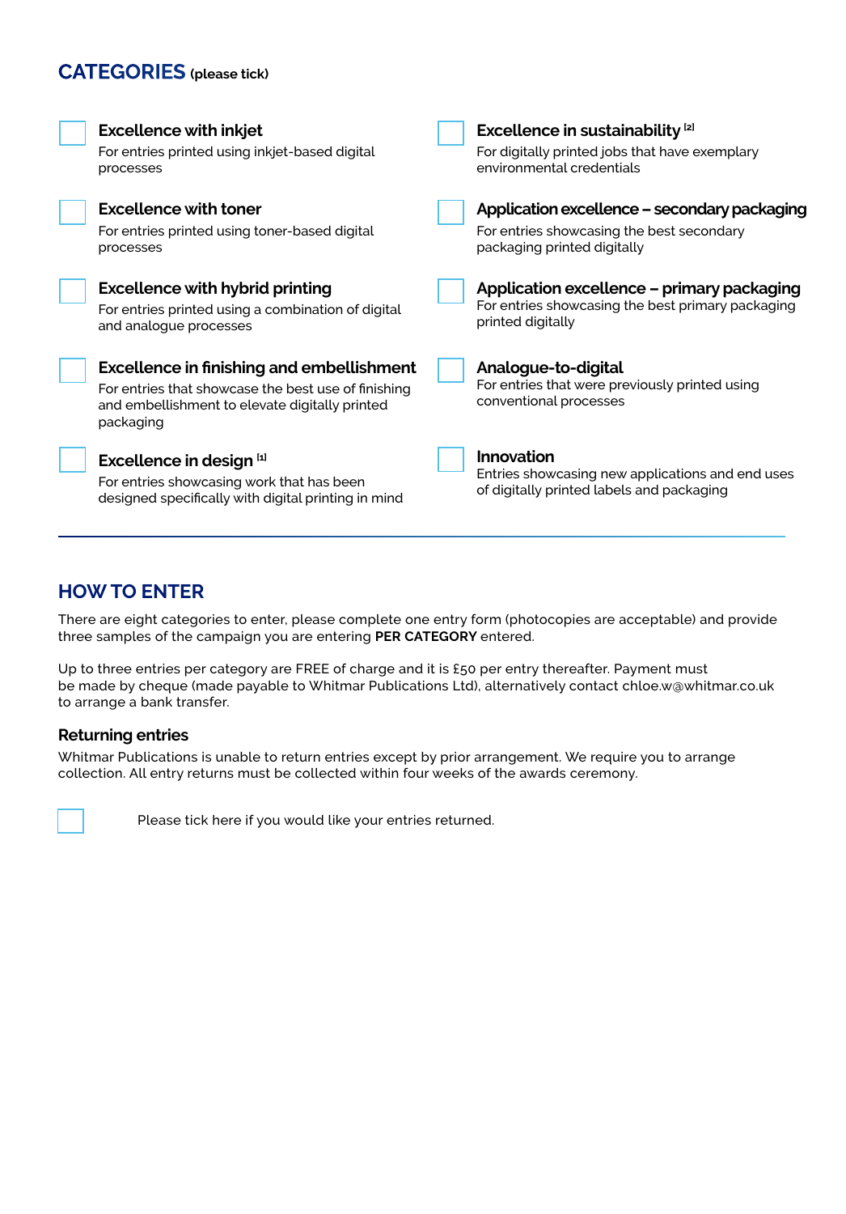## CATEGORIES (please tick)

- [ ] **Excellence with inkjet**
  For entries printed using inkjet-based digital processes

- [ ] **Excellence with toner**
  For entries printed using toner-based digital processes

- [ ] **Excellence with hybrid printing**
  For entries printed using a combination of digital and analogue processes

- [ ] **Excellence in finishing and embellishment**
  For entries that showcase the best use of finishing and embellishment to elevate digitally printed packaging

- [ ] **Excellence in design [1]**
  For entries showcasing work that has been designed specifically with digital printing in mind

- [ ] **Excellence in sustainability [2]**
  For digitally printed jobs that have exemplary environmental credentials

- [ ] **Application excellence – secondary packaging**
  For entries showcasing the best secondary packaging printed digitally

- [ ] **Application excellence – primary packaging**
  For entries showcasing the best primary packaging printed digitally

- [ ] **Analogue-to-digital**
  For entries that were previously printed using conventional processes

- [ ] **Innovation**
  Entries showcasing new applications and end uses of digitally printed labels and packaging

## HOW TO ENTER

There are eight categories to enter, please complete one entry form (photocopies are acceptable) and provide three samples of the campaign you are entering **PER CATEGORY** entered.

Up to three entries per category are FREE of charge and it is £50 per entry thereafter. Payment must be made by cheque (made payable to Whitmar Publications Ltd), alternatively contact chloe.w@whitmar.co.uk to arrange a bank transfer.

### Returning entries

Whitmar Publications is unable to return entries except by prior arrangement. We require you to arrange collection. All entry returns must be collected within four weeks of the awards ceremony.

- [ ] Please tick here if you would like your entries returned.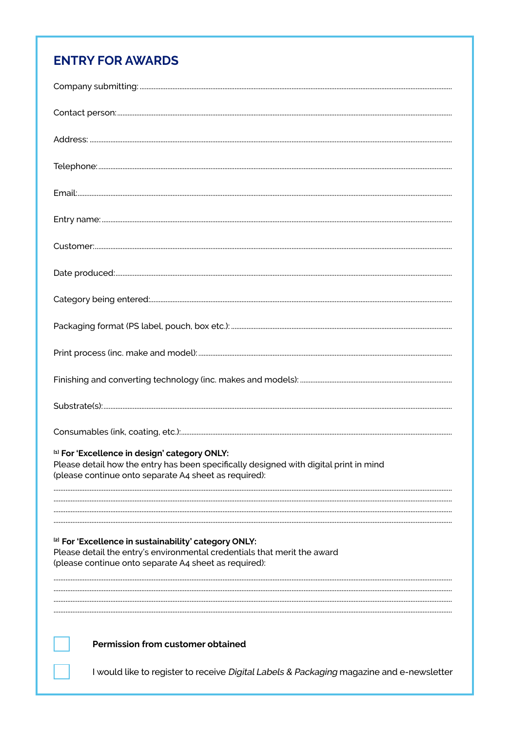## ENTRY FOR AWARDS

Company submitting: ....................................................................................................

Contact person: ....................................................................................................

Address: ....................................................................................................

Telephone: ....................................................................................................

Email: ....................................................................................................

Entry name: ....................................................................................................

Customer: ....................................................................................................

Date produced: ....................................................................................................

Category being entered: ....................................................................................................

Packaging format (PS label, pouch, box etc.): ....................................................................................................

Print process (inc. make and model): ....................................................................................................

Finishing and converting technology (inc. makes and models): ....................................................................................................

Substrate(s): ....................................................................................................

Consumables (ink, coating, etc.): ....................................................................................................

[1] **For 'Excellence in design' category ONLY:**
Please detail how the entry has been specifically designed with digital print in mind
(please continue onto separate A4 sheet as required):

....................................................................................................
....................................................................................................
....................................................................................................
....................................................................................................

[2] **For 'Excellence in sustainability' category ONLY:**
Please detail the entry's environmental credentials that merit the award
(please continue onto separate A4 sheet as required):

....................................................................................................
....................................................................................................
....................................................................................................
....................................................................................................

☐ **Permission from customer obtained**

☐ I would like to register to receive *Digital Labels & Packaging* magazine and e-newsletter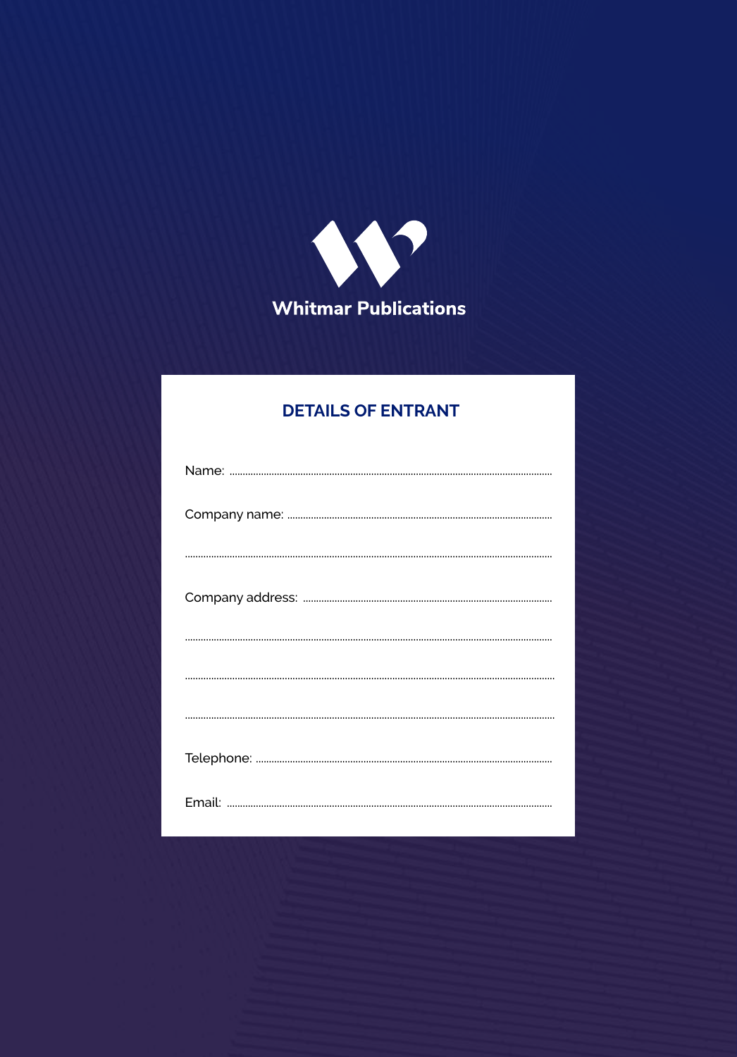Whitmar Publications

## DETAILS OF ENTRANT

Name: ..............................................................................................................

Company name: ................................................................................................

..............................................................................................................................

Company address: ...........................................................................................

..............................................................................................................................

..............................................................................................................................

..............................................................................................................................

Telephone: .........................................................................................................

Email: ..................................................................................................................